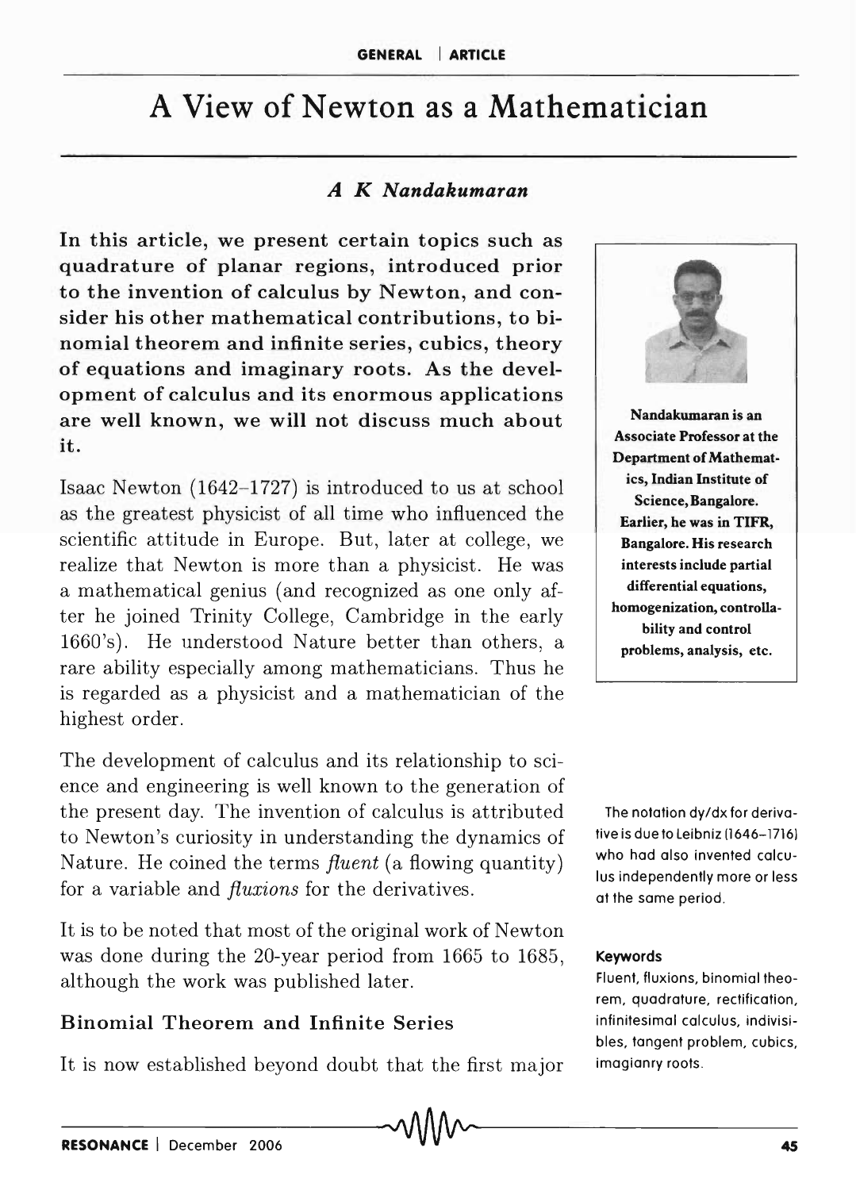# A View of Newton as a Mathematician

### *A K Nandakumaran*

**In this article, we present certain topics such as quadrature of planar regions, introduced prior to the invention of calculus by Newton, and consider his other mathematical contributions, to binomial theorem and infinite series, cubics, theory of equations and imaginary roots. As the development of calculus and its enormous applications are well known, we will not discuss much about it.**

**Nandakumaran is an Associate Professor at the Department of Mathematics, Indian Institute of Science, Bangalore. Earlier, he was in TIFR, Bangalore. His research interests include partial differential equations, homogenization, controllability and control problems, analysis, etc.**

Isaac Newton (1642–1727) is introduced to us at school as the greatest physicist of all time who influenced the scientific attitude in Europe. But, later at college, we realize that Newton is more than a physicist. He was a mathematical genius (and recognized as one only after he joined Trinity College, Cambridge in the early 1660's). He understood Nature better than others, a rare ability especially among mathematicians. Thus he is regarded as a physicist and a mathematician of the highest order.

The development of calculus and its relationship to science and engineering is well known to the generation of the present day. The invention of calculus is attributed to Newton's curiosity in understanding the dynamics of Nature. He coined the terms *fluent* (a flowing quantity) for a variable and *fluxions* for the derivatives.

The notation dy/dx for derivative is due to Leibniz (1646–1716) who had also invented calculus independently more or less at the same period.

It is to be noted that most of the original work of Newton was done during the 20-year period from 1665 to 1685, although the work was published later.

**Keywords**

Fluent, fluxions, binomial theorem, quadrature, rectification, infinitesimal calculus, indivisibles, tangent problem, cubics, imagianry roots.

## Binomial Theorem and Infinite Series

It is now established beyond doubt that the first major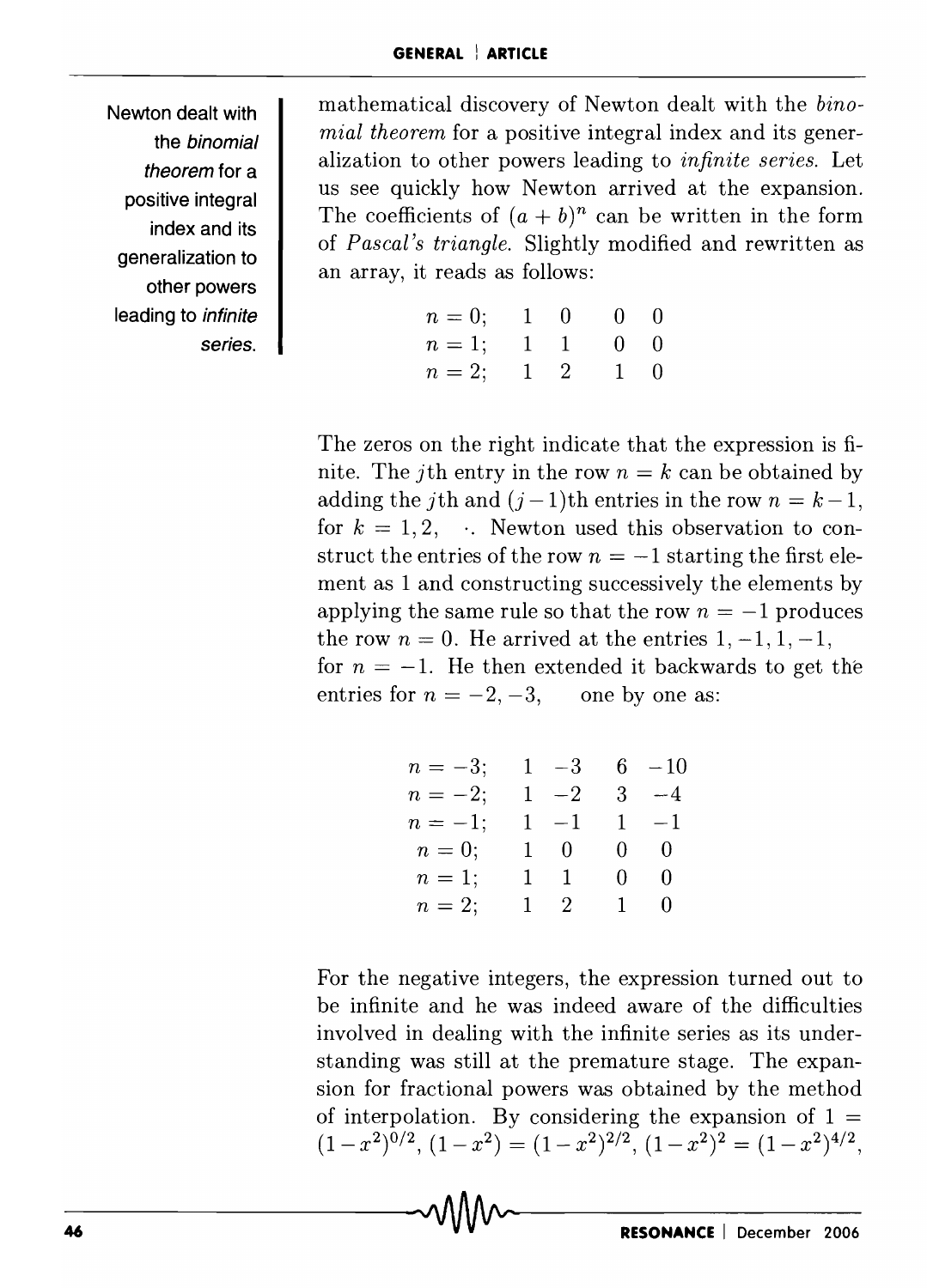Newton dealt with the *binomial theorem* for a positive integral index and its generalization to other powers leading to *infinite series*.

mathematical discovery of Newton dealt with the *binomial theorem* for a positive integral index and its generalization to other powers leading to *infinite series*. Let us see quickly how Newton arrived at the expansion. The coefficients of $(a+b)^n$ can be written in the form of *Pascal's triangle*. Slightly modified and rewritten as an array, it reads as follows:

| | | | | |
|---|---|---|---|---|
| $n=0;$ | 1 | 0 | 0 | 0 |
| $n=1;$ | 1 | 1 | 0 | 0 |
| $n=2;$ | 1 | 2 | 1 | 0 |

The zeros on the right indicate that the expression is finite. The $j$th entry in the row $n=k$ can be obtained by adding the $j$th and $(j-1)$th entries in the row $n=k-1$, for $k=1,2,\ \cdot$. Newton used this observation to construct the entries of the row $n=-1$ starting the first element as 1 and constructing successively the elements by applying the same rule so that the row $n=-1$ produces the row $n=0$. He arrived at the entries $1,-1,1,-1,$ for $n=-1$. He then extended it backwards to get the entries for $n=-2,-3,$ one by one as:

| | | | | |
|---|---|---|---|---|
| $n=-3;$ | 1 | $-3$ | 6 | $-10$ |
| $n=-2;$ | 1 | $-2$ | 3 | $-4$ |
| $n=-1;$ | 1 | $-1$ | 1 | $-1$ |
| $n=0;$ | 1 | 0 | 0 | 0 |
| $n=1;$ | 1 | 1 | 0 | 0 |
| $n=2;$ | 1 | 2 | 1 | 0 |

For the negative integers, the expression turned out to be infinite and he was indeed aware of the difficulties involved in dealing with the infinite series as its understanding was still at the premature stage. The expansion for fractional powers was obtained by the method of interpolation. By considering the expansion of $1=(1-x^2)^{0/2}$, $(1-x^2)=(1-x^2)^{2/2}$, $(1-x^2)^2=(1-x^2)^{4/2}$,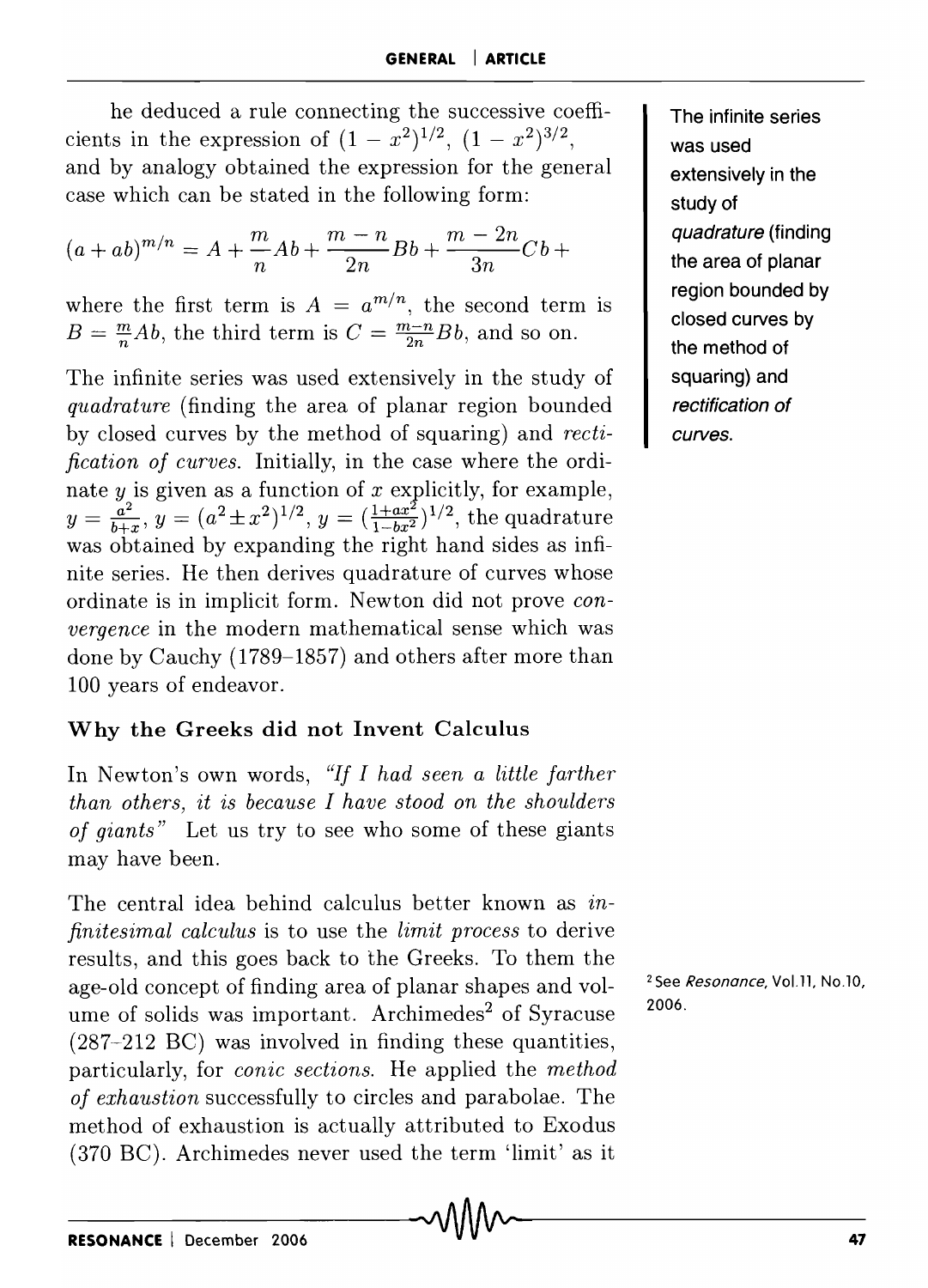he deduced a rule connecting the successive coefficients in the expression of $(1-x^2)^{1/2}$, $(1-x^2)^{3/2}$, and by analogy obtained the expression for the general case which can be stated in the following form:

$$(a+ab)^{m/n} = A + \frac{m}{n}Ab + \frac{m-n}{2n}Bb + \frac{m-2n}{3n}Cb +$$

where the first term is $A = a^{m/n}$, the second term is $B = \frac{m}{n}Ab$, the third term is $C = \frac{m-n}{2n}Bb$, and so on.

The infinite series was used extensively in the study of *quadrature* (finding the area of planar region bounded by closed curves by the method of squaring) and *rectification of curves*. Initially, in the case where the ordinate $y$ is given as a function of $x$ explicitly, for example, $y = \frac{a^2}{b+x}$, $y = (a^2 \pm x^2)^{1/2}$, $y = (\frac{1+ax^2}{1-bx^2})^{1/2}$, the quadrature was obtained by expanding the right hand sides as infinite series. He then derives quadrature of curves whose ordinate is in implicit form. Newton did not prove *convergence* in the modern mathematical sense which was done by Cauchy (1789–1857) and others after more than 100 years of endeavor.

The infinite series was used extensively in the study of *quadrature* (finding the area of planar region bounded by closed curves by the method of squaring) and *rectification of curves*.

## Why the Greeks did not Invent Calculus

In Newton's own words, *"If I had seen a little farther than others, it is because I have stood on the shoulders of giants"* Let us try to see who some of these giants may have been.

The central idea behind calculus better known as *infinitesimal calculus* is to use the *limit process* to derive results, and this goes back to the Greeks. To them the age-old concept of finding area of planar shapes and volume of solids was important. Archimedes[2] of Syracuse (287–212 BC) was involved in finding these quantities, particularly, for *conic sections*. He applied the *method of exhaustion* successfully to circles and parabolae. The method of exhaustion is actually attributed to Exodus (370 BC). Archimedes never used the term 'limit' as it

[2] See *Resonance*, Vol.11, No.10, 2006.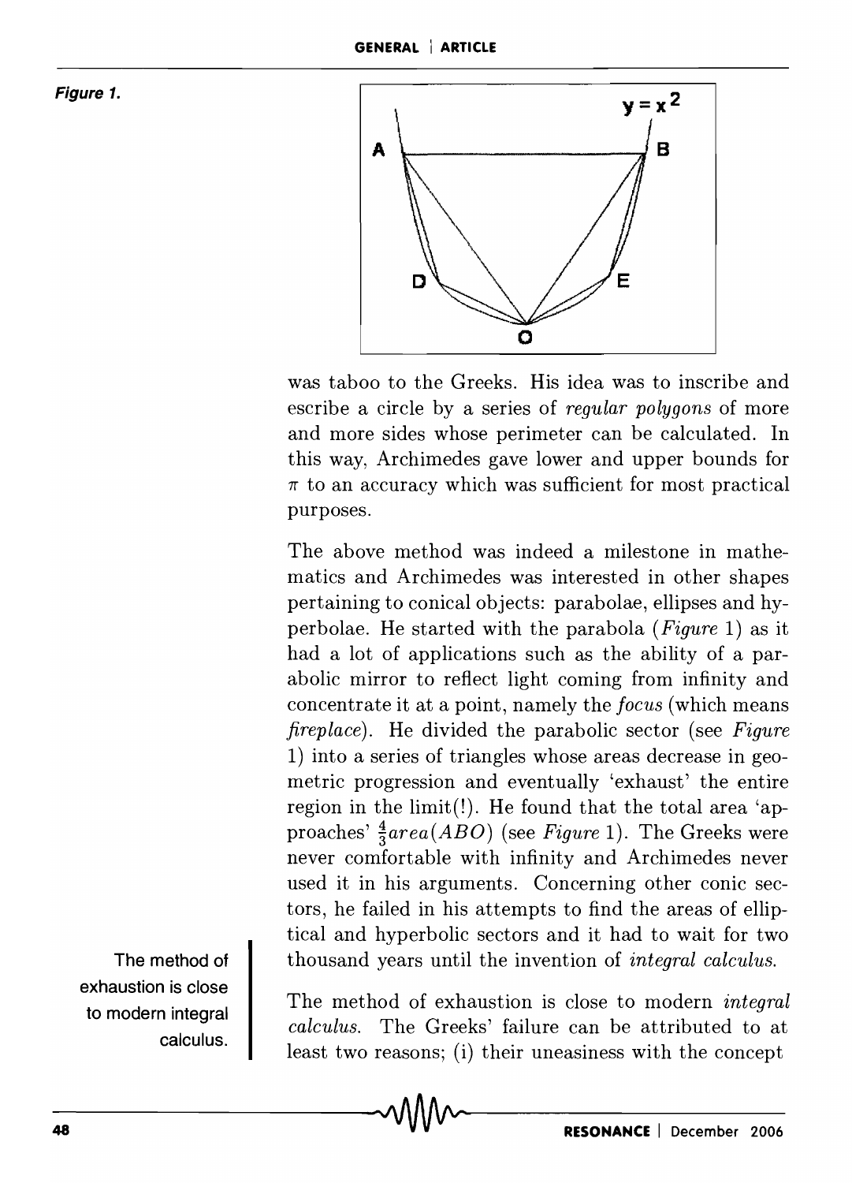Figure 1.

y = x^2

A

B

D

E

O

was taboo to the Greeks. His idea was to inscribe and escribe a circle by a series of *regular polygons* of more and more sides whose perimeter can be calculated. In this way, Archimedes gave lower and upper bounds for $\pi$ to an accuracy which was sufficient for most practical purposes.

The above method was indeed a milestone in mathematics and Archimedes was interested in other shapes pertaining to conical objects: parabolae, ellipses and hyperbolae. He started with the parabola (*Figure* 1) as it had a lot of applications such as the ability of a parabolic mirror to reflect light coming from infinity and concentrate it at a point, namely the *focus* (which means *fireplace*). He divided the parabolic sector (see *Figure* 1) into a series of triangles whose areas decrease in geometric progression and eventually 'exhaust' the entire region in the limit(!). He found that the total area 'approaches' $\frac{4}{3}area(ABO)$ (see *Figure* 1). The Greeks were never comfortable with infinity and Archimedes never used it in his arguments. Concerning other conic sectors, he failed in his attempts to find the areas of elliptical and hyperbolic sectors and it had to wait for two thousand years until the invention of *integral calculus*.

The method of exhaustion is close to modern integral calculus.

The method of exhaustion is close to modern *integral calculus*. The Greeks' failure can be attributed to at least two reasons; (i) their uneasiness with the concept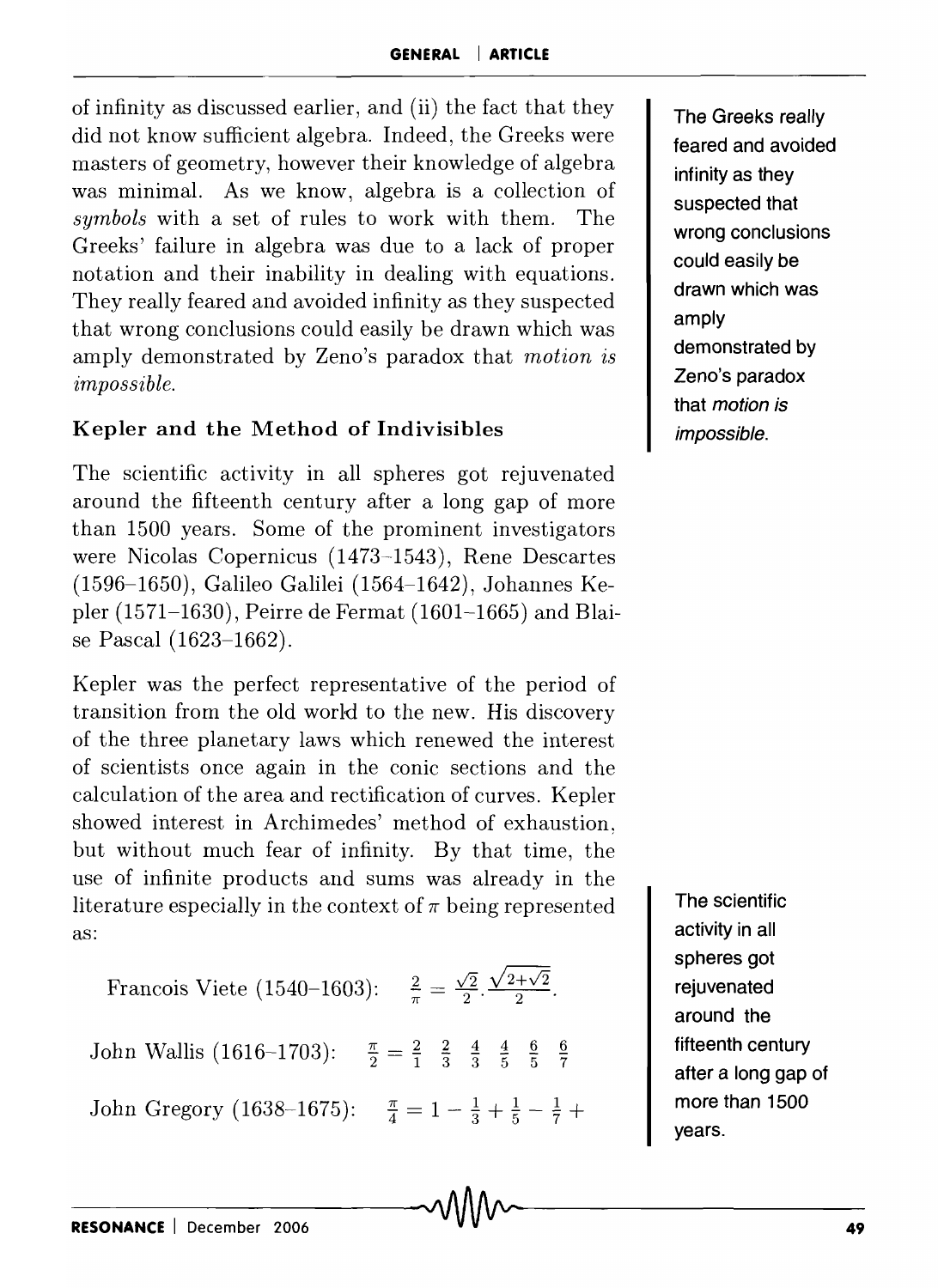of infinity as discussed earlier, and (ii) the fact that they did not know sufficient algebra. Indeed, the Greeks were masters of geometry, however their knowledge of algebra was minimal. As we know, algebra is a collection of *symbols* with a set of rules to work with them. The Greeks' failure in algebra was due to a lack of proper notation and their inability in dealing with equations. They really feared and avoided infinity as they suspected that wrong conclusions could easily be drawn which was amply demonstrated by Zeno's paradox that *motion is impossible.*

The Greeks really feared and avoided infinity as they suspected that wrong conclusions could easily be drawn which was amply demonstrated by Zeno's paradox that *motion is impossible.*

## Kepler and the Method of Indivisibles

The scientific activity in all spheres got rejuvenated around the fifteenth century after a long gap of more than 1500 years. Some of the prominent investigators were Nicolas Copernicus (1473–1543), Rene Descartes (1596–1650), Galileo Galilei (1564–1642), Johannes Kepler (1571–1630), Peirre de Fermat (1601–1665) and Blaise Pascal (1623–1662).

The scientific activity in all spheres got rejuvenated around the fifteenth century after a long gap of more than 1500 years.

Kepler was the perfect representative of the period of transition from the old world to the new. His discovery of the three planetary laws which renewed the interest of scientists once again in the conic sections and the calculation of the area and rectification of curves. Kepler showed interest in Archimedes' method of exhaustion, but without much fear of infinity. By that time, the use of infinite products and sums was already in the literature especially in the context of $\pi$ being represented as:

Francois Viete (1540–1603): $\frac{2}{\pi} = \frac{\sqrt{2}}{2} . \frac{\sqrt{2+\sqrt{2}}}{2}.$

John Wallis (1616–1703): $\frac{\pi}{2} = \frac{2}{1} \; \frac{2}{3} \; \frac{4}{3} \; \frac{4}{5} \; \frac{6}{5} \; \frac{6}{7}$

John Gregory (1638–1675): $\frac{\pi}{4} = 1 - \frac{1}{3} + \frac{1}{5} - \frac{1}{7} +$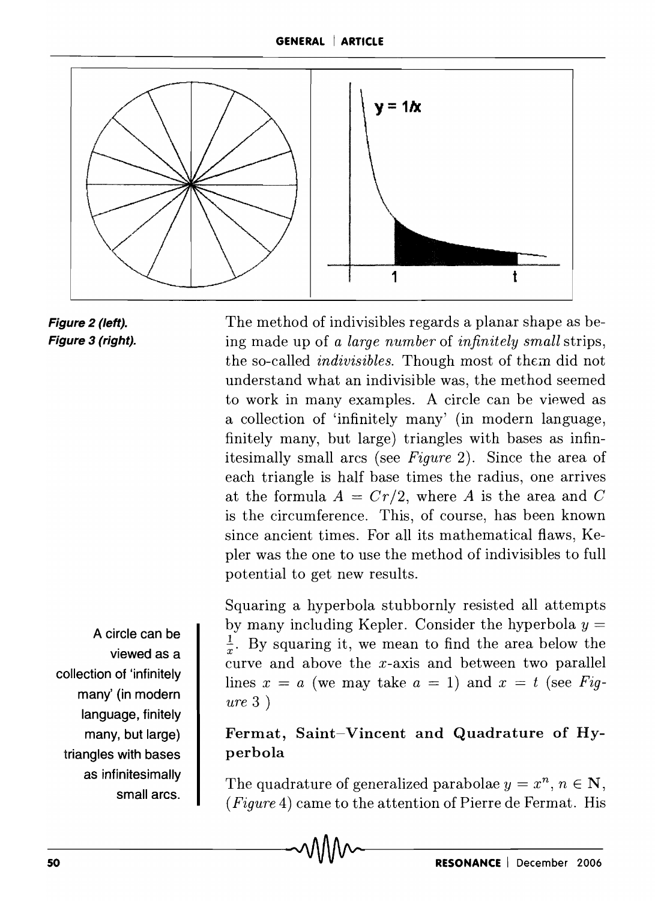y = 1/x

1

t

*Figure 2 (left).*
*Figure 3 (right).*

The method of indivisibles regards a planar shape as being made up of *a large number* of *infinitely small* strips, the so-called *indivisibles.* Though most of them did not understand what an indivisible was, the method seemed to work in many examples. A circle can be viewed as a collection of 'infinitely many' (in modern language, finitely many, but large) triangles with bases as infinitesimally small arcs (see *Figure* 2). Since the area of each triangle is half base times the radius, one arrives at the formula $A = Cr/2$, where $A$ is the area and $C$ is the circumference. This, of course, has been known since ancient times. For all its mathematical flaws, Kepler was the one to use the method of indivisibles to full potential to get new results.

A circle can be viewed as a collection of 'infinitely many' (in modern language, finitely many, but large) triangles with bases as infinitesimally small arcs.

Squaring a hyperbola stubbornly resisted all attempts by many including Kepler. Consider the hyperbola $y = \frac{1}{x}$. By squaring it, we mean to find the area below the curve and above the $x$-axis and between two parallel lines $x = a$ (we may take $a = 1$) and $x = t$ (see *Figure* 3 )

### Fermat, Saint–Vincent and Quadrature of Hyperbola

The quadrature of generalized parabolae $y = x^n$, $n \in \mathbf{N}$, (*Figure* 4) came to the attention of Pierre de Fermat. His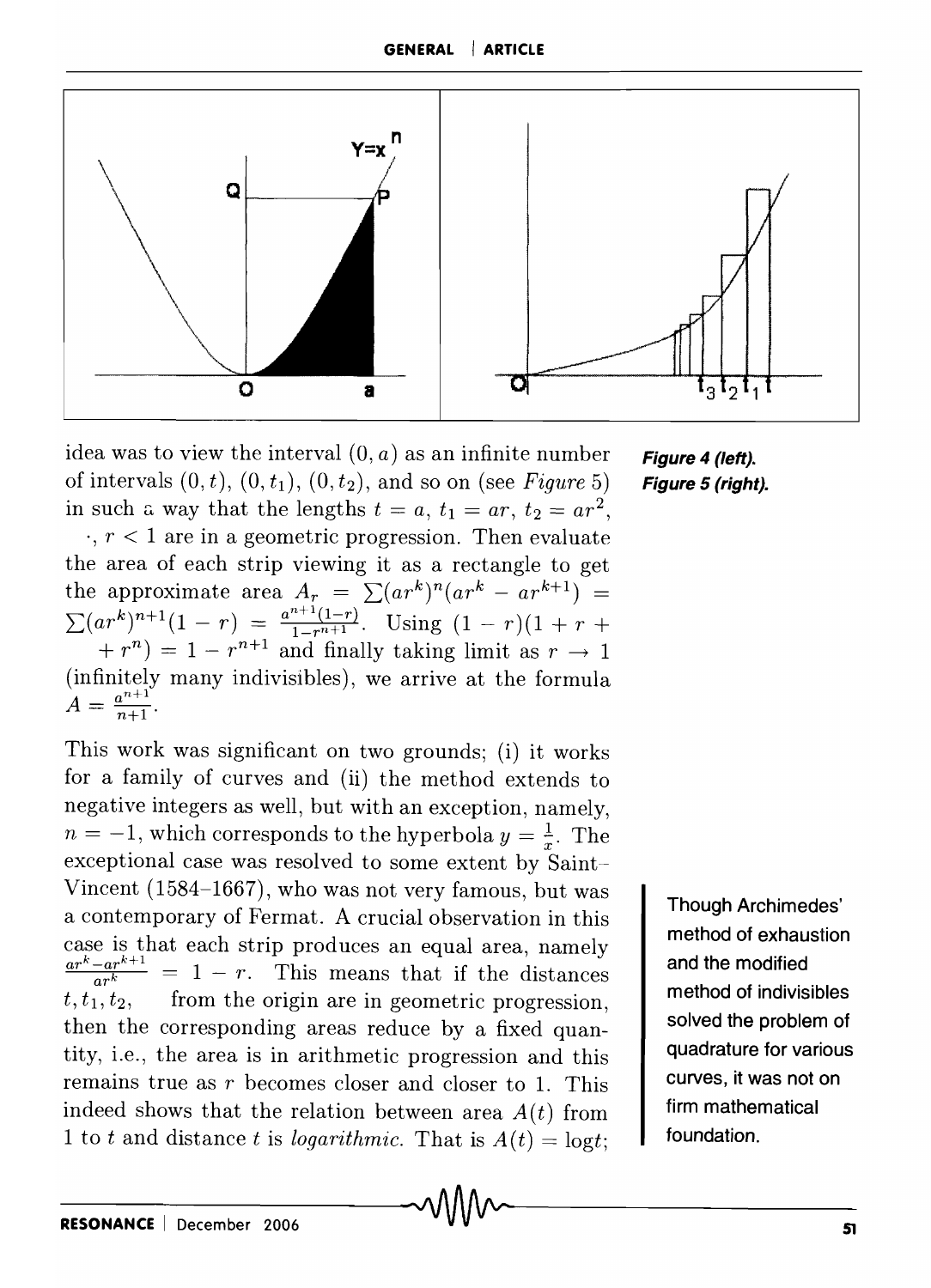Y=x^n

Q

P

O

a

O

$t_3$ $t_2$ $t_1$ $t$

**_Figure 4 (left)._**
**_Figure 5 (right)._**

idea was to view the interval $(0, a)$ as an infinite number of intervals $(0, t)$, $(0, t_1)$, $(0, t_2)$, and so on (see *Figure* 5) in such a way that the lengths $t = a$, $t_1 = ar$, $t_2 = ar^2$, $\cdot$, $r < 1$ are in a geometric progression. Then evaluate the area of each strip viewing it as a rectangle to get the approximate area $A_r = \sum(ar^k)^n(ar^k - ar^{k+1}) = \sum(ar^k)^{n+1}(1-r) = \frac{a^{n+1}(1-r)}{1-r^{n+1}}$. Using $(1-r)(1+r+ + r^n) = 1 - r^{n+1}$ and finally taking limit as $r \to 1$ (infinitely many indivisibles), we arrive at the formula $A = \frac{a^{n+1}}{n+1}$.

This work was significant on two grounds; (i) it works for a family of curves and (ii) the method extends to negative integers as well, but with an exception, namely, $n = -1$, which corresponds to the hyperbola $y = \frac{1}{x}$. The exceptional case was resolved to some extent by Saint-Vincent (1584–1667), who was not very famous, but was a contemporary of Fermat. A crucial observation in this case is that each strip produces an equal area, namely $\frac{ar^k - ar^{k+1}}{ar^k} = 1 - r$. This means that if the distances $t, t_1, t_2,$ from the origin are in geometric progression, then the corresponding areas reduce by a fixed quantity, i.e., the area is in arithmetic progression and this remains true as $r$ becomes closer and closer to 1. This indeed shows that the relation between area $A(t)$ from 1 to $t$ and distance $t$ is *logarithmic*. That is $A(t) = \log t$;

Though Archimedes' method of exhaustion and the modified method of indivisibles solved the problem of quadrature for various curves, it was not on firm mathematical foundation.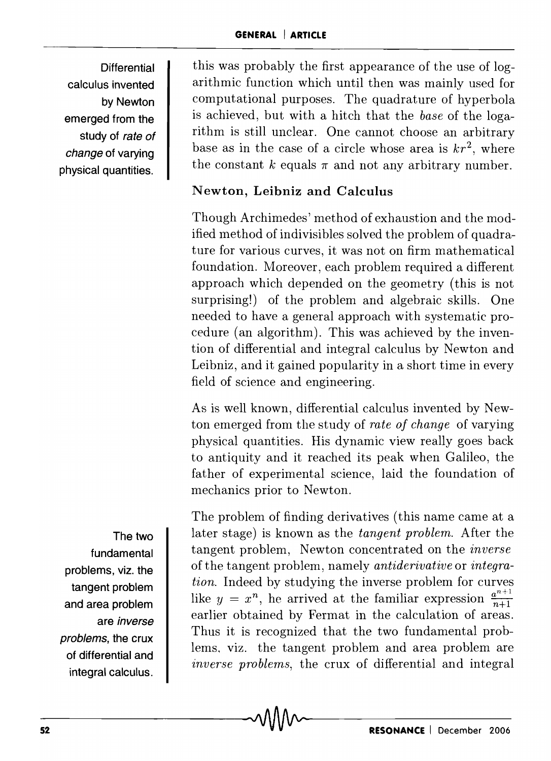this was probably the first appearance of the use of logarithmic function which until then was mainly used for computational purposes. The quadrature of hyperbola is achieved, but with a hitch that the *base* of the logarithm is still unclear. One cannot choose an arbitrary base as in the case of a circle whose area is $kr^2$, where the constant $k$ equals $\pi$ and not any arbitrary number.

Differential calculus invented by Newton emerged from the study of *rate of change* of varying physical quantities.

### Newton, Leibniz and Calculus

Though Archimedes' method of exhaustion and the modified method of indivisibles solved the problem of quadrature for various curves, it was not on firm mathematical foundation. Moreover, each problem required a different approach which depended on the geometry (this is not surprising!) of the problem and algebraic skills. One needed to have a general approach with systematic procedure (an algorithm). This was achieved by the invention of differential and integral calculus by Newton and Leibniz, and it gained popularity in a short time in every field of science and engineering.

As is well known, differential calculus invented by Newton emerged from the study of *rate of change* of varying physical quantities. His dynamic view really goes back to antiquity and it reached its peak when Galileo, the father of experimental science, laid the foundation of mechanics prior to Newton.

The two fundamental problems, viz. the tangent problem and area problem are *inverse problems*, the crux of differential and integral calculus.

The problem of finding derivatives (this name came at a later stage) is known as the *tangent problem.* After the tangent problem, Newton concentrated on the *inverse* of the tangent problem, namely *antiderivative* or *integration.* Indeed by studying the inverse problem for curves like $y = x^n$, he arrived at the familiar expression $\frac{a^{n+1}}{n+1}$ earlier obtained by Fermat in the calculation of areas. Thus it is recognized that the two fundamental problems, viz. the tangent problem and area problem are *inverse problems*, the crux of differential and integral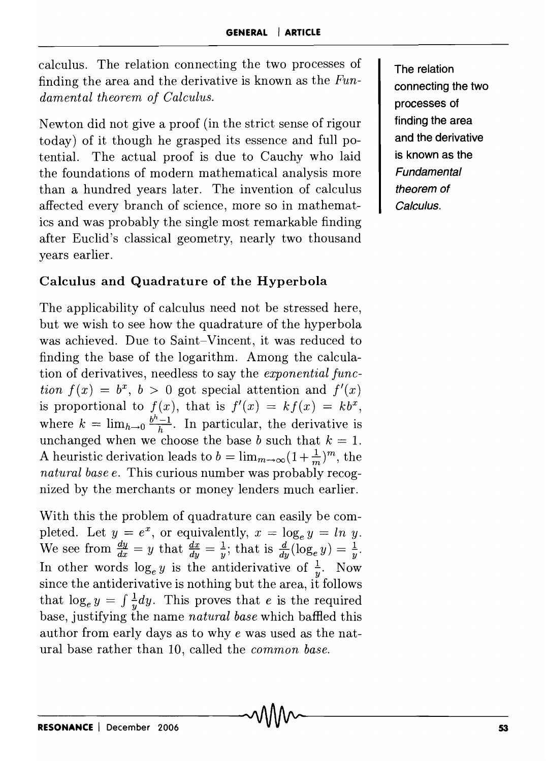calculus. The relation connecting the two processes of finding the area and the derivative is known as the *Fundamental theorem of Calculus.*

Newton did not give a proof (in the strict sense of rigour today) of it though he grasped its essence and full potential. The actual proof is due to Cauchy who laid the foundations of modern mathematical analysis more than a hundred years later. The invention of calculus affected every branch of science, more so in mathematics and was probably the single most remarkable finding after Euclid's classical geometry, nearly two thousand years earlier.

The relation connecting the two processes of finding the area and the derivative is known as the *Fundamental theorem of Calculus.*

### Calculus and Quadrature of the Hyperbola

The applicability of calculus need not be stressed here, but we wish to see how the quadrature of the hyperbola was achieved. Due to Saint–Vincent, it was reduced to finding the base of the logarithm. Among the calculation of derivatives, needless to say the *exponential function* $f(x) = b^x$, $b > 0$ got special attention and $f'(x)$ is proportional to $f(x)$, that is $f'(x) = kf(x) = kb^x$, where $k = \lim_{h\to 0} \frac{b^h - 1}{h}$. In particular, the derivative is unchanged when we choose the base $b$ such that $k = 1$. A heuristic derivation leads to $b = \lim_{m\to\infty}(1 + \frac{1}{m})^m$, the *natural base* $e$. This curious number was probably recognized by the merchants or money lenders much earlier.

With this the problem of quadrature can easily be completed. Let $y = e^x$, or equivalently, $x = \log_e y = ln\ y$. We see from $\frac{dy}{dx} = y$ that $\frac{dx}{dy} = \frac{1}{y}$; that is $\frac{d}{dy}(\log_e y) = \frac{1}{y}$. In other words $\log_e y$ is the antiderivative of $\frac{1}{y}$. Now since the antiderivative is nothing but the area, it follows that $\log_e y = \int \frac{1}{y} dy$. This proves that $e$ is the required base, justifying the name *natural base* which baffled this author from early days as to why $e$ was used as the natural base rather than 10, called the *common base.*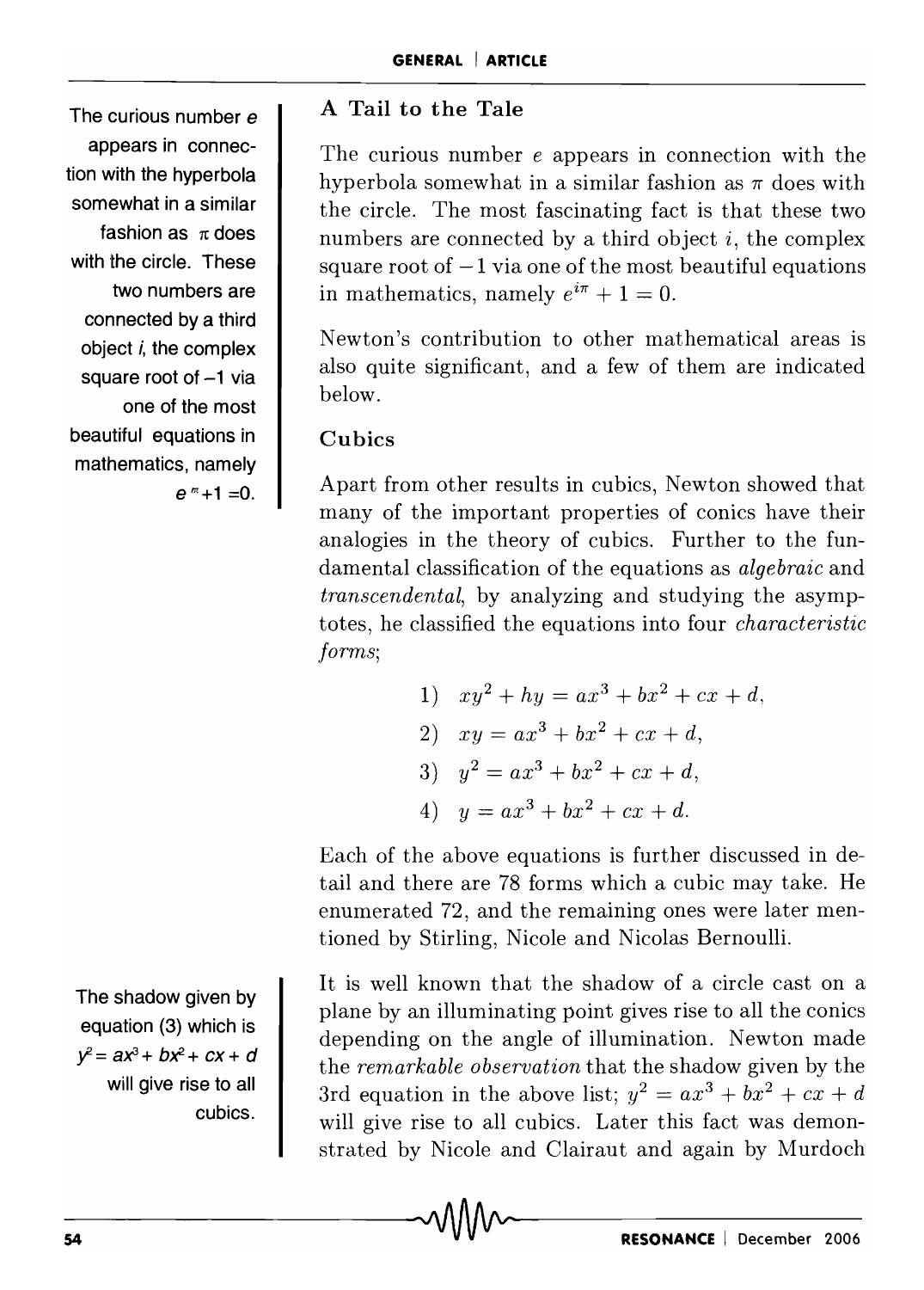The curious number $e$ appears in connection with the hyperbola somewhat in a similar fashion as $\pi$ does with the circle. These two numbers are connected by a third object $i$, the complex square root of $-1$ via one of the most beautiful equations in mathematics, namely $e^{i\pi}+1=0$.

## A Tail to the Tale

The curious number $e$ appears in connection with the hyperbola somewhat in a similar fashion as $\pi$ does with the circle. The most fascinating fact is that these two numbers are connected by a third object $i$, the complex square root of $-1$ via one of the most beautiful equations in mathematics, namely $e^{i\pi} + 1 = 0$.

Newton's contribution to other mathematical areas is also quite significant, and a few of them are indicated below.

### Cubics

Apart from other results in cubics, Newton showed that many of the important properties of conics have their analogies in the theory of cubics. Further to the fundamental classification of the equations as *algebraic* and *transcendental*, by analyzing and studying the asymptotes, he classified the equations into four *characteristic forms*;

$$1) \quad xy^2 + hy = ax^3 + bx^2 + cx + d,$$

$$2) \quad xy = ax^3 + bx^2 + cx + d,$$

$$3) \quad y^2 = ax^3 + bx^2 + cx + d,$$

$$4) \quad y = ax^3 + bx^2 + cx + d.$$

Each of the above equations is further discussed in detail and there are 78 forms which a cubic may take. He enumerated 72, and the remaining ones were later mentioned by Stirling, Nicole and Nicolas Bernoulli.

The shadow given by equation (3) which is $y^2 = ax^3 + bx^2 + cx + d$ will give rise to all cubics.

It is well known that the shadow of a circle cast on a plane by an illuminating point gives rise to all the conics depending on the angle of illumination. Newton made the *remarkable observation* that the shadow given by the 3rd equation in the above list; $y^2 = ax^3 + bx^2 + cx + d$ will give rise to all cubics. Later this fact was demonstrated by Nicole and Clairaut and again by Murdoch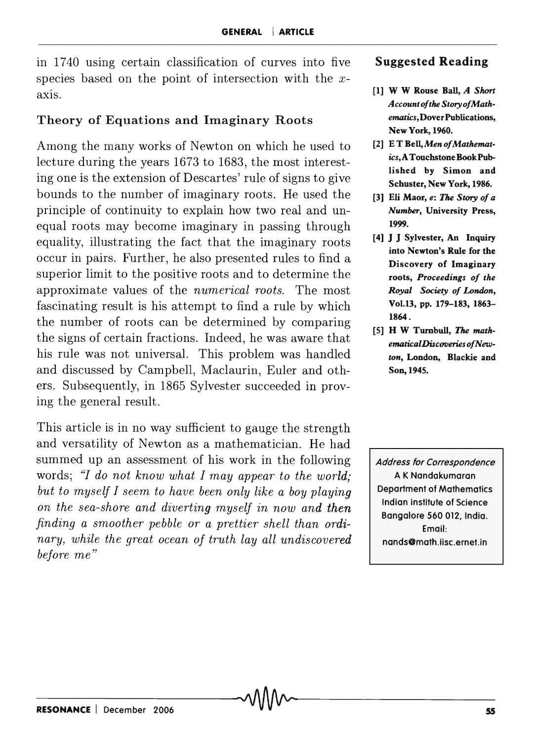in 1740 using certain classification of curves into five species based on the point of intersection with the $x$-axis.

### Theory of Equations and Imaginary Roots

Among the many works of Newton on which he used to lecture during the years 1673 to 1683, the most interesting one is the extension of Descartes' rule of signs to give bounds to the number of imaginary roots. He used the principle of continuity to explain how two real and unequal roots may become imaginary in passing through equality, illustrating the fact that the imaginary roots occur in pairs. Further, he also presented rules to find a superior limit to the positive roots and to determine the approximate values of the *numerical roots*. The most fascinating result is his attempt to find a rule by which the number of roots can be determined by comparing the signs of certain fractions. Indeed, he was aware that his rule was not universal. This problem was handled and discussed by Campbell, Maclaurin, Euler and others. Subsequently, in 1865 Sylvester succeeded in proving the general result.

This article is in no way sufficient to gauge the strength and versatility of Newton as a mathematician. He had summed up an assessment of his work in the following words; *"I do not know what I may appear to the world; but to myself I seem to have been only like a boy playing on the sea-shore and diverting myself in now and then finding a smoother pebble or a prettier shell than ordinary, while the great ocean of truth lay all undiscovered before me"*

### Suggested Reading

[1] W W Rouse Ball, *A Short Account of the Story of Mathematics*, Dover Publications, New York, 1960.

[2] E T Bell, *Men of Mathematics*, A Touchstone Book Published by Simon and Schuster, New York, 1986.

[3] Eli Maor, *e: The Story of a Number*, University Press, 1999.

[4] J J Sylvester, An Inquiry into Newton's Rule for the Discovery of Imaginary roots, *Proceedings of the Royal Society of London*, Vol.13, pp. 179–183, 1863–1864.

[5] H W Turnbull, *The mathematical Discoveries of Newton*, London, Blackie and Son, 1945.

*Address for Correspondence*
A K Nandakumaran
Department of Mathematics
Indian institute of Science
Bangalore 560 012, India.
Email:
nands@math.iisc.ernet.in